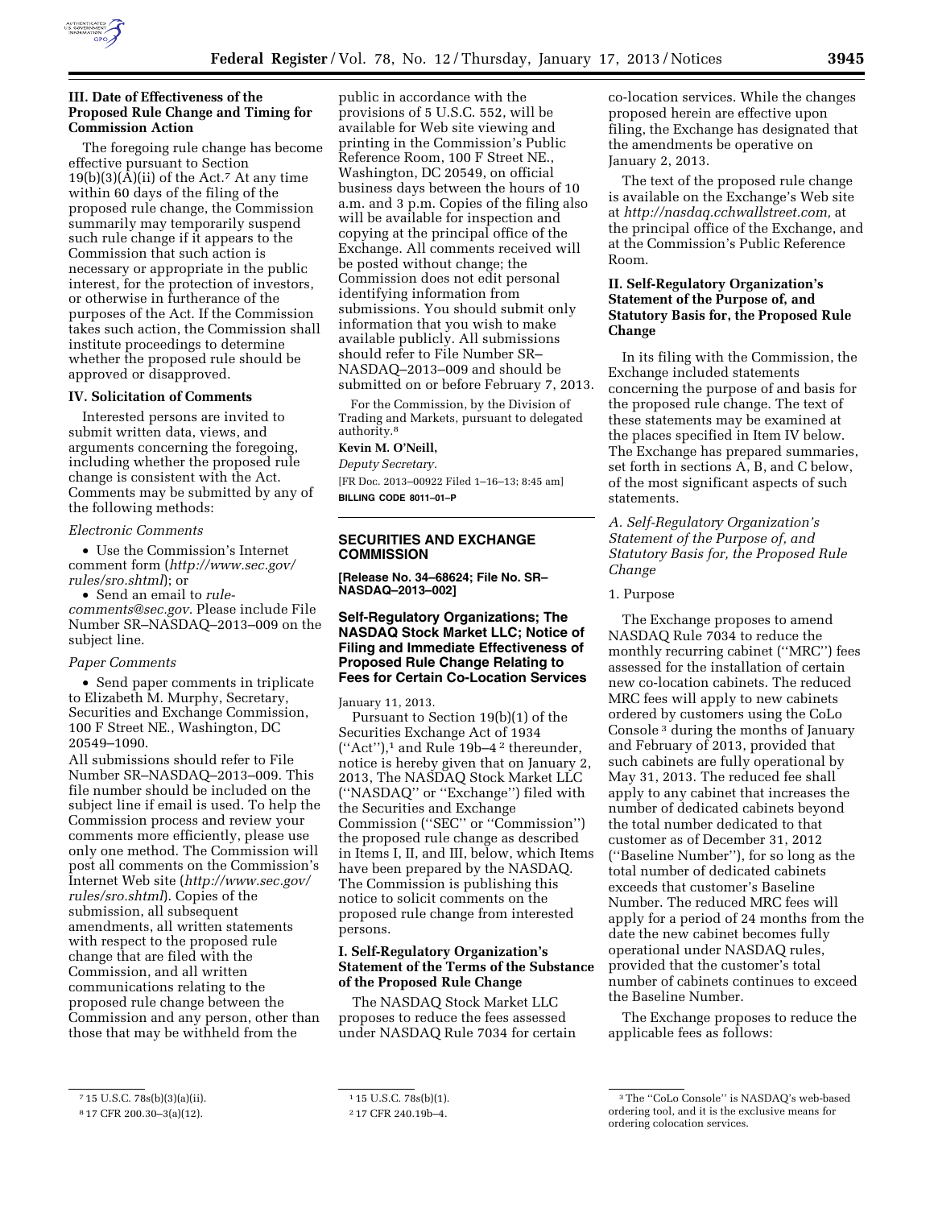### III. Date of Effectiveness of the Proposed Rule Change and Timing for Commission Action

The foregoing rule change has become effective pursuant to Section 19(b)(3)(A)(ii) of the Act.[7] At any time within 60 days of the filing of the proposed rule change, the Commission summarily may temporarily suspend such rule change if it appears to the Commission that such action is necessary or appropriate in the public interest, for the protection of investors, or otherwise in furtherance of the purposes of the Act. If the Commission takes such action, the Commission shall institute proceedings to determine whether the proposed rule should be approved or disapproved.

### IV. Solicitation of Comments

Interested persons are invited to submit written data, views, and arguments concerning the foregoing, including whether the proposed rule change is consistent with the Act. Comments may be submitted by any of the following methods:

*Electronic Comments*

- Use the Commission's Internet comment form (*http://www.sec.gov/rules/sro.shtml*); or
- Send an email to *rule-comments@sec.gov.* Please include File Number SR–NASDAQ–2013–009 on the subject line.

*Paper Comments*

- Send paper comments in triplicate to Elizabeth M. Murphy, Secretary, Securities and Exchange Commission, 100 F Street NE., Washington, DC 20549–1090.

All submissions should refer to File Number SR–NASDAQ–2013–009. This file number should be included on the subject line if email is used. To help the Commission process and review your comments more efficiently, please use only one method. The Commission will post all comments on the Commission's Internet Web site (*http://www.sec.gov/rules/sro.shtml*). Copies of the submission, all subsequent amendments, all written statements with respect to the proposed rule change that are filed with the Commission, and all written communications relating to the proposed rule change between the Commission and any person, other than those that may be withheld from the public in accordance with the provisions of 5 U.S.C. 552, will be available for Web site viewing and printing in the Commission's Public Reference Room, 100 F Street NE., Washington, DC 20549, on official business days between the hours of 10 a.m. and 3 p.m. Copies of the filing also will be available for inspection and copying at the principal office of the Exchange. All comments received will be posted without change; the Commission does not edit personal identifying information from submissions. You should submit only information that you wish to make available publicly. All submissions should refer to File Number SR–NASDAQ–2013–009 and should be submitted on or before February 7, 2013.

For the Commission, by the Division of Trading and Markets, pursuant to delegated authority.[8]

**Kevin M. O'Neill,**

*Deputy Secretary.*

[FR Doc. 2013–00922 Filed 1–16–13; 8:45 am]

**BILLING CODE 8011–01–P**

---

## SECURITIES AND EXCHANGE COMMISSION

**[Release No. 34–68624; File No. SR–NASDAQ–2013–002]**

### Self-Regulatory Organizations; The NASDAQ Stock Market LLC; Notice of Filing and Immediate Effectiveness of Proposed Rule Change Relating to Fees for Certain Co-Location Services

January 11, 2013.

Pursuant to Section 19(b)(1) of the Securities Exchange Act of 1934 ("Act"),[1] and Rule 19b–4 [2] thereunder, notice is hereby given that on January 2, 2013, The NASDAQ Stock Market LLC ("NASDAQ" or "Exchange") filed with the Securities and Exchange Commission ("SEC" or "Commission") the proposed rule change as described in Items I, II, and III, below, which Items have been prepared by the NASDAQ. The Commission is publishing this notice to solicit comments on the proposed rule change from interested persons.

### I. Self-Regulatory Organization's Statement of the Terms of the Substance of the Proposed Rule Change

The NASDAQ Stock Market LLC proposes to reduce the fees assessed under NASDAQ Rule 7034 for certain co-location services. While the changes proposed herein are effective upon filing, the Exchange has designated that the amendments be operative on January 2, 2013.

The text of the proposed rule change is available on the Exchange's Web site at *http://nasdaq.cchwallstreet.com,* at the principal office of the Exchange, and at the Commission's Public Reference Room.

### II. Self-Regulatory Organization's Statement of the Purpose of, and Statutory Basis for, the Proposed Rule Change

In its filing with the Commission, the Exchange included statements concerning the purpose of and basis for the proposed rule change. The text of these statements may be examined at the places specified in Item IV below. The Exchange has prepared summaries, set forth in sections A, B, and C below, of the most significant aspects of such statements.

*A. Self-Regulatory Organization's Statement of the Purpose of, and Statutory Basis for, the Proposed Rule Change*

1. Purpose

The Exchange proposes to amend NASDAQ Rule 7034 to reduce the monthly recurring cabinet ("MRC") fees assessed for the installation of certain new co-location cabinets. The reduced MRC fees will apply to new cabinets ordered by customers using the CoLo Console [3] during the months of January and February of 2013, provided that such cabinets are fully operational by May 31, 2013. The reduced fee shall apply to any cabinet that increases the number of dedicated cabinets beyond the total number dedicated to that customer as of December 31, 2012 ("Baseline Number"), for so long as the total number of dedicated cabinets exceeds that customer's Baseline Number. The reduced MRC fees will apply for a period of 24 months from the date the new cabinet becomes fully operational under NASDAQ rules, provided that the customer's total number of cabinets continues to exceed the Baseline Number.

The Exchange proposes to reduce the applicable fees as follows:

---

[7] 15 U.S.C. 78s(b)(3)(a)(ii).

[8] 17 CFR 200.30–3(a)(12).

[1] 15 U.S.C. 78s(b)(1).

[2] 17 CFR 240.19b–4.

[3] The "CoLo Console" is NASDAQ's web-based ordering tool, and it is the exclusive means for ordering colocation services.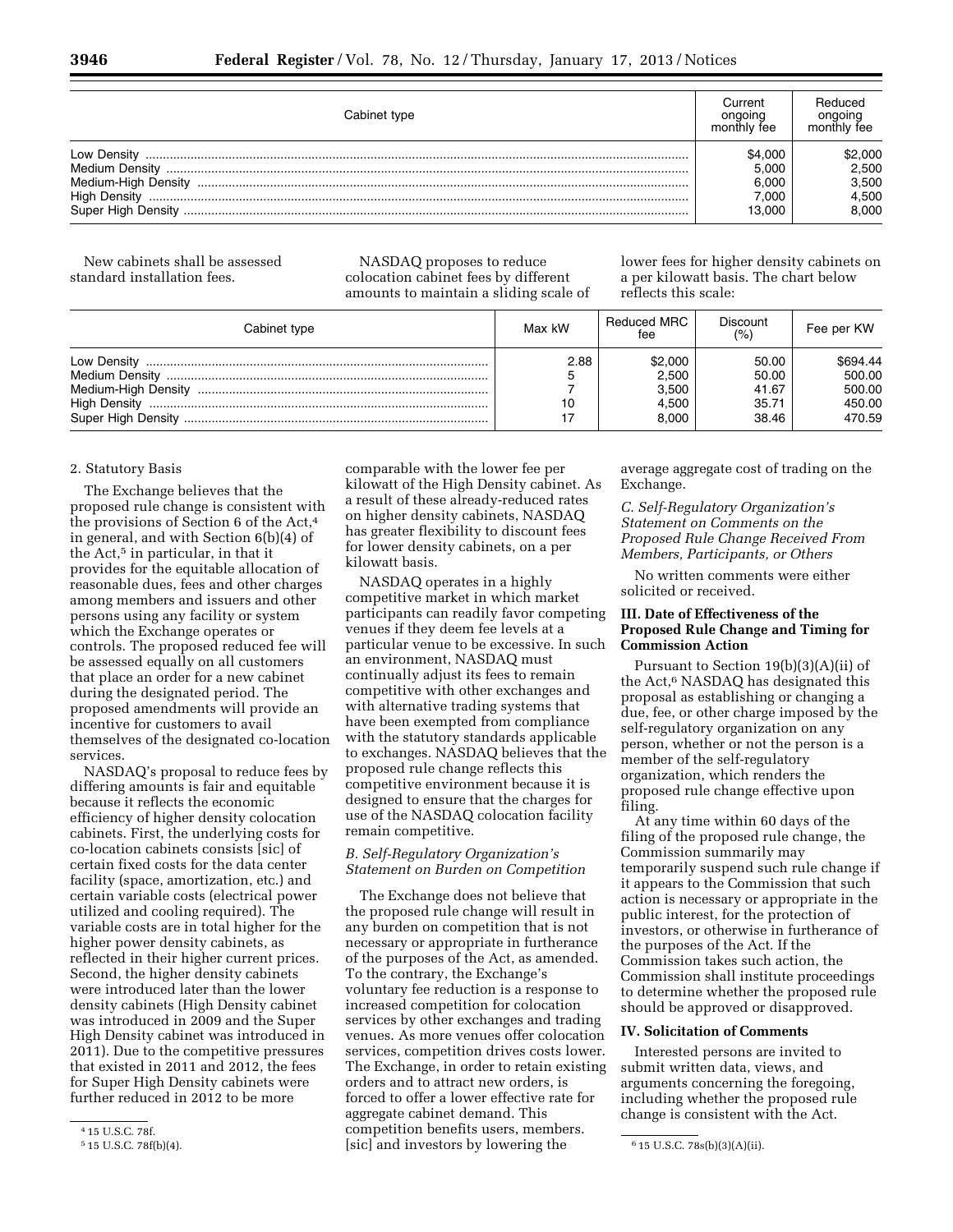| Cabinet type | Current ongoing monthly fee | Reduced ongoing monthly fee |
| --- | --- | --- |
| Low Density | $4,000 | $2,000 |
| Medium Density | 5,000 | 2,500 |
| Medium-High Density | 6,000 | 3,500 |
| High Density | 7,000 | 4,500 |
| Super High Density | 13,000 | 8,000 |

New cabinets shall be assessed standard installation fees.

NASDAQ proposes to reduce colocation cabinet fees by different amounts to maintain a sliding scale of lower fees for higher density cabinets on a per kilowatt basis. The chart below reflects this scale:

| Cabinet type | Max kW | Reduced MRC fee | Discount (%) | Fee per KW |
| --- | --- | --- | --- | --- |
| Low Density | 2.88 | $2,000 | 50.00 | $694.44 |
| Medium Density | 5 | 2,500 | 50.00 | 500.00 |
| Medium-High Density | 7 | 3,500 | 41.67 | 500.00 |
| High Density | 10 | 4,500 | 35.71 | 450.00 |
| Super High Density | 17 | 8,000 | 38.46 | 470.59 |

2. Statutory Basis

The Exchange believes that the proposed rule change is consistent with the provisions of Section 6 of the Act,[4] in general, and with Section 6(b)(4) of the Act,[5] in particular, in that it provides for the equitable allocation of reasonable dues, fees and other charges among members and issuers and other persons using any facility or system which the Exchange operates or controls. The proposed reduced fee will be assessed equally on all customers that place an order for a new cabinet during the designated period. The proposed amendments will provide an incentive for customers to avail themselves of the designated co-location services.

NASDAQ's proposal to reduce fees by differing amounts is fair and equitable because it reflects the economic efficiency of higher density colocation cabinets. First, the underlying costs for co-location cabinets consists [sic] of certain fixed costs for the data center facility (space, amortization, etc.) and certain variable costs (electrical power utilized and cooling required). The variable costs are in total higher for the higher power density cabinets, as reflected in their higher current prices. Second, the higher density cabinets were introduced later than the lower density cabinets (High Density cabinet was introduced in 2009 and the Super High Density cabinet was introduced in 2011). Due to the competitive pressures that existed in 2011 and 2012, the fees for Super High Density cabinets were further reduced in 2012 to be more comparable with the lower fee per kilowatt of the High Density cabinet. As a result of these already-reduced rates on higher density cabinets, NASDAQ has greater flexibility to discount fees for lower density cabinets, on a per kilowatt basis.

NASDAQ operates in a highly competitive market in which market participants can readily favor competing venues if they deem fee levels at a particular venue to be excessive. In such an environment, NASDAQ must continually adjust its fees to remain competitive with other exchanges and with alternative trading systems that have been exempted from compliance with the statutory standards applicable to exchanges. NASDAQ believes that the proposed rule change reflects this competitive environment because it is designed to ensure that the charges for use of the NASDAQ colocation facility remain competitive.

*B. Self-Regulatory Organization's Statement on Burden on Competition*

The Exchange does not believe that the proposed rule change will result in any burden on competition that is not necessary or appropriate in furtherance of the purposes of the Act, as amended. To the contrary, the Exchange's voluntary fee reduction is a response to increased competition for colocation services by other exchanges and trading venues. As more venues offer colocation services, competition drives costs lower. The Exchange, in order to retain existing orders and to attract new orders, is forced to offer a lower effective rate for aggregate cabinet demand. This competition benefits users, members. [sic] and investors by lowering the average aggregate cost of trading on the Exchange.

*C. Self-Regulatory Organization's Statement on Comments on the Proposed Rule Change Received From Members, Participants, or Others*

No written comments were either solicited or received.

## III. Date of Effectiveness of the Proposed Rule Change and Timing for Commission Action

Pursuant to Section 19(b)(3)(A)(ii) of the Act,[6] NASDAQ has designated this proposal as establishing or changing a due, fee, or other charge imposed by the self-regulatory organization on any person, whether or not the person is a member of the self-regulatory organization, which renders the proposed rule change effective upon filing.

At any time within 60 days of the filing of the proposed rule change, the Commission summarily may temporarily suspend such rule change if it appears to the Commission that such action is necessary or appropriate in the public interest, for the protection of investors, or otherwise in furtherance of the purposes of the Act. If the Commission takes such action, the Commission shall institute proceedings to determine whether the proposed rule should be approved or disapproved.

## IV. Solicitation of Comments

Interested persons are invited to submit written data, views, and arguments concerning the foregoing, including whether the proposed rule change is consistent with the Act.

[4] 15 U.S.C. 78f.

[5] 15 U.S.C. 78f(b)(4).

[6] 15 U.S.C. 78s(b)(3)(A)(ii).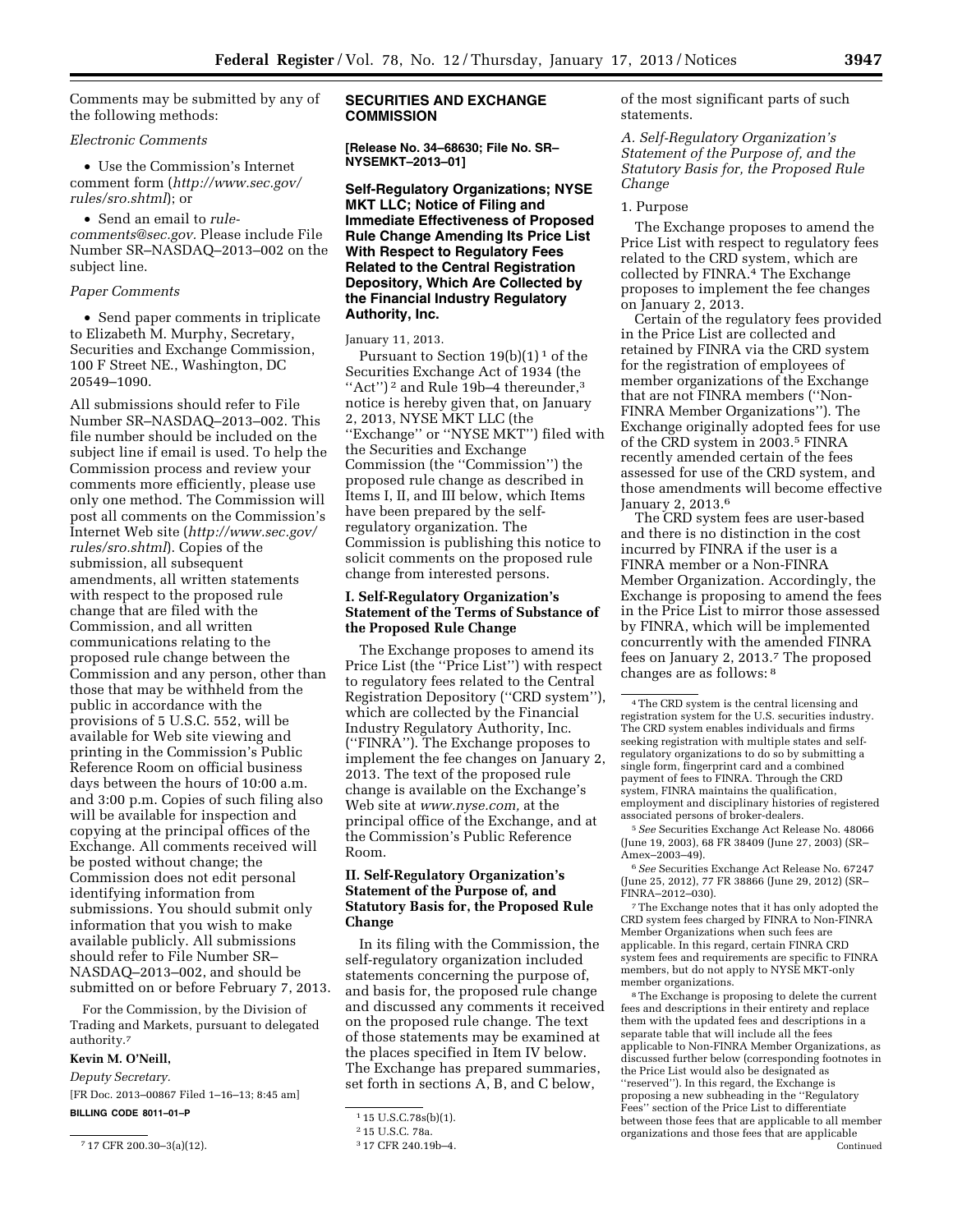Comments may be submitted by any of the following methods:

*Electronic Comments*

- Use the Commission's Internet comment form (*http://www.sec.gov/rules/sro.shtml*); or
- Send an email to *rule-comments@sec.gov.* Please include File Number SR–NASDAQ–2013–002 on the subject line.

*Paper Comments*

- Send paper comments in triplicate to Elizabeth M. Murphy, Secretary, Securities and Exchange Commission, 100 F Street NE., Washington, DC 20549–1090.

All submissions should refer to File Number SR–NASDAQ–2013–002. This file number should be included on the subject line if email is used. To help the Commission process and review your comments more efficiently, please use only one method. The Commission will post all comments on the Commission's Internet Web site (*http://www.sec.gov/rules/sro.shtml*). Copies of the submission, all subsequent amendments, all written statements with respect to the proposed rule change that are filed with the Commission, and all written communications relating to the proposed rule change between the Commission and any person, other than those that may be withheld from the public in accordance with the provisions of 5 U.S.C. 552, will be available for Web site viewing and printing in the Commission's Public Reference Room on official business days between the hours of 10:00 a.m. and 3:00 p.m. Copies of such filing also will be available for inspection and copying at the principal offices of the Exchange. All comments received will be posted without change; the Commission does not edit personal identifying information from submissions. You should submit only information that you wish to make available publicly. All submissions should refer to File Number SR–NASDAQ–2013–002, and should be submitted on or before February 7, 2013.

For the Commission, by the Division of Trading and Markets, pursuant to delegated authority.[7]

**Kevin M. O'Neill,**

*Deputy Secretary.*

[FR Doc. 2013–00867 Filed 1–16–13; 8:45 am]

**BILLING CODE 8011–01–P**

[7] 17 CFR 200.30–3(a)(12).

## SECURITIES AND EXCHANGE COMMISSION

**[Release No. 34–68630; File No. SR–NYSEMKT–2013–01]**

### Self-Regulatory Organizations; NYSE MKT LLC; Notice of Filing and Immediate Effectiveness of Proposed Rule Change Amending Its Price List With Respect to Regulatory Fees Related to the Central Registration Depository, Which Are Collected by the Financial Industry Regulatory Authority, Inc.

January 11, 2013.

Pursuant to Section 19(b)(1)[1] of the Securities Exchange Act of 1934 (the "Act")[2] and Rule 19b–4 thereunder,[3] notice is hereby given that, on January 2, 2013, NYSE MKT LLC (the "Exchange" or "NYSE MKT") filed with the Securities and Exchange Commission (the "Commission") the proposed rule change as described in Items I, II, and III below, which Items have been prepared by the self-regulatory organization. The Commission is publishing this notice to solicit comments on the proposed rule change from interested persons.

#### I. Self-Regulatory Organization's Statement of the Terms of Substance of the Proposed Rule Change

The Exchange proposes to amend its Price List (the "Price List") with respect to regulatory fees related to the Central Registration Depository ("CRD system"), which are collected by the Financial Industry Regulatory Authority, Inc. ("FINRA"). The Exchange proposes to implement the fee changes on January 2, 2013. The text of the proposed rule change is available on the Exchange's Web site at *www.nyse.com,* at the principal office of the Exchange, and at the Commission's Public Reference Room.

#### II. Self-Regulatory Organization's Statement of the Purpose of, and Statutory Basis for, the Proposed Rule Change

In its filing with the Commission, the self-regulatory organization included statements concerning the purpose of, and basis for, the proposed rule change and discussed any comments it received on the proposed rule change. The text of those statements may be examined at the places specified in Item IV below. The Exchange has prepared summaries, set forth in sections A, B, and C below, of the most significant parts of such statements.

[1] 15 U.S.C.78s(b)(1).

[2] 15 U.S.C. 78a.

[3] 17 CFR 240.19b–4.

*A. Self-Regulatory Organization's Statement of the Purpose of, and the Statutory Basis for, the Proposed Rule Change*

1. Purpose

The Exchange proposes to amend the Price List with respect to regulatory fees related to the CRD system, which are collected by FINRA.[4] The Exchange proposes to implement the fee changes on January 2, 2013.

Certain of the regulatory fees provided in the Price List are collected and retained by FINRA via the CRD system for the registration of employees of member organizations of the Exchange that are not FINRA members ("Non-FINRA Member Organizations"). The Exchange originally adopted fees for use of the CRD system in 2003.[5] FINRA recently amended certain of the fees assessed for use of the CRD system, and those amendments will become effective January 2, 2013.[6]

The CRD system fees are user-based and there is no distinction in the cost incurred by FINRA if the user is a FINRA member or a Non-FINRA Member Organization. Accordingly, the Exchange is proposing to amend the fees in the Price List to mirror those assessed by FINRA, which will be implemented concurrently with the amended FINRA fees on January 2, 2013.[7] The proposed changes are as follows:[8]

[4] The CRD system is the central licensing and registration system for the U.S. securities industry. The CRD system enables individuals and firms seeking registration with multiple states and self-regulatory organizations to do so by submitting a single form, fingerprint card and a combined payment of fees to FINRA. Through the CRD system, FINRA maintains the qualification, employment and disciplinary histories of registered associated persons of broker-dealers.

[5] *See* Securities Exchange Act Release No. 48066 (June 19, 2003), 68 FR 38409 (June 27, 2003) (SR–Amex–2003–49).

[6] *See* Securities Exchange Act Release No. 67247 (June 25, 2012), 77 FR 38866 (June 29, 2012) (SR–FINRA–2012–030).

[7] The Exchange notes that it has only adopted the CRD system fees charged by FINRA to Non-FINRA Member Organizations when such fees are applicable. In this regard, certain FINRA CRD system fees and requirements are specific to FINRA members, but do not apply to NYSE MKT-only member organizations.

[8] The Exchange is proposing to delete the current fees and descriptions in their entirety and replace them with the updated fees and descriptions in a separate table that will include all the fees applicable to Non-FINRA Member Organizations, as discussed further below (corresponding footnotes in the Price List would also be designated as "reserved"). In this regard, the Exchange is proposing a new subheading in the "Regulatory Fees" section of the Price List to differentiate between those fees that are applicable to all member organizations and those fees that are applicable

Continued